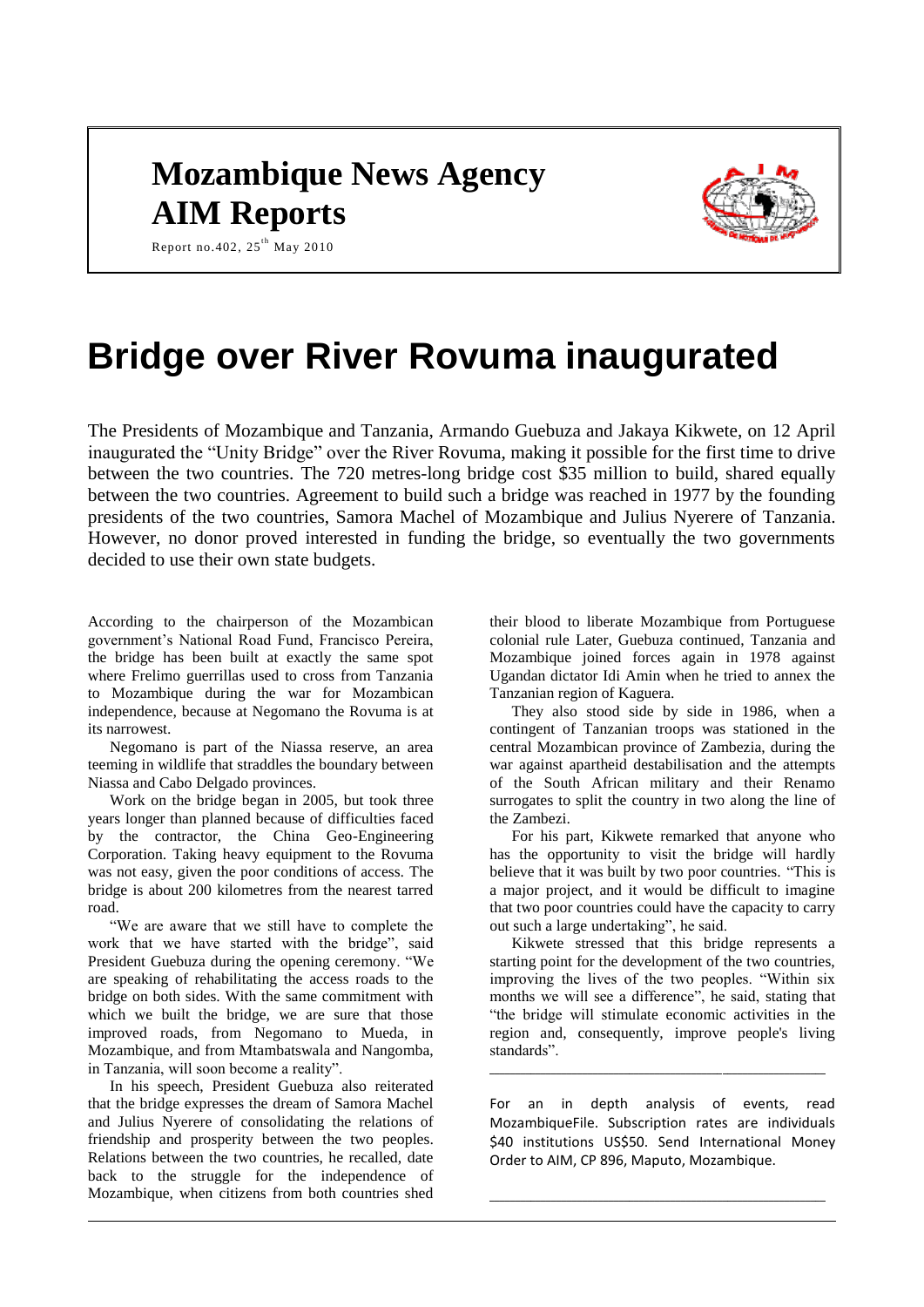# Mozambique News Agency

# AIM Reports

Report no.402, 25th May 2010

# Bridge over River Rovuma inaugurated

The Presidents of Mozambique and Tanzania, Armando Guebuza and Jakaya Kikwete, on 12 April inaugurated the "Unity Bridge" over the River Rovuma, making it possible for the first time to drive between the two countries. The 720 metres-long bridge cost $35 million to build, shared equally between the two countries. Agreement to build such a bridge was reached in 1977 by the founding presidents of the two countries, Samora Machel of Mozambique and Julius Nyerere of Tanzania. However, no donor proved interested in funding the bridge, so eventually the two governments decided to use their own state budgets.

According to the chairperson of the Mozambican government's National Road Fund, Francisco Pereira, the bridge has been built at exactly the same spot where Frelimo guerrillas used to cross from Tanzania to Mozambique during the war for Mozambican independence, because at Negomano the Rovuma is at its narrowest.

Negomano is part of the Niassa reserve, an area teeming in wildlife that straddles the boundary between Niassa and Cabo Delgado provinces.

Work on the bridge began in 2005, but took three years longer than planned because of difficulties faced by the contractor, the China Geo-Engineering Corporation. Taking heavy equipment to the Rovuma was not easy, given the poor conditions of access. The bridge is about 200 kilometres from the nearest tarred road.

"We are aware that we still have to complete the work that we have started with the bridge", said President Guebuza during the opening ceremony. "We are speaking of rehabilitating the access roads to the bridge on both sides. With the same commitment with which we built the bridge, we are sure that those improved roads, from Negomano to Mueda, in Mozambique, and from Mtambatswala and Nangomba, in Tanzania, will soon become a reality".

In his speech, President Guebuza also reiterated that the bridge expresses the dream of Samora Machel and Julius Nyerere of consolidating the relations of friendship and prosperity between the two peoples. Relations between the two countries, he recalled, date back to the struggle for the independence of Mozambique, when citizens from both countries shed their blood to liberate Mozambique from Portuguese colonial rule Later, Guebuza continued, Tanzania and Mozambique joined forces again in 1978 against Ugandan dictator Idi Amin when he tried to annex the Tanzanian region of Kaguera.

They also stood side by side in 1986, when a contingent of Tanzanian troops was stationed in the central Mozambican province of Zambezia, during the war against apartheid destabilisation and the attempts of the South African military and their Renamo surrogates to split the country in two along the line of the Zambezi.

For his part, Kikwete remarked that anyone who has the opportunity to visit the bridge will hardly believe that it was built by two poor countries. "This is a major project, and it would be difficult to imagine that two poor countries could have the capacity to carry out such a large undertaking", he said.

Kikwete stressed that this bridge represents a starting point for the development of the two countries, improving the lives of the two peoples. "Within six months we will see a difference", he said, stating that "the bridge will stimulate economic activities in the region and, consequently, improve people's living standards".

---

For an in depth analysis of events, read MozambiqueFile. Subscription rates are individuals $40 institutions US$50. Send International Money Order to AIM, CP 896, Maputo, Mozambique.

---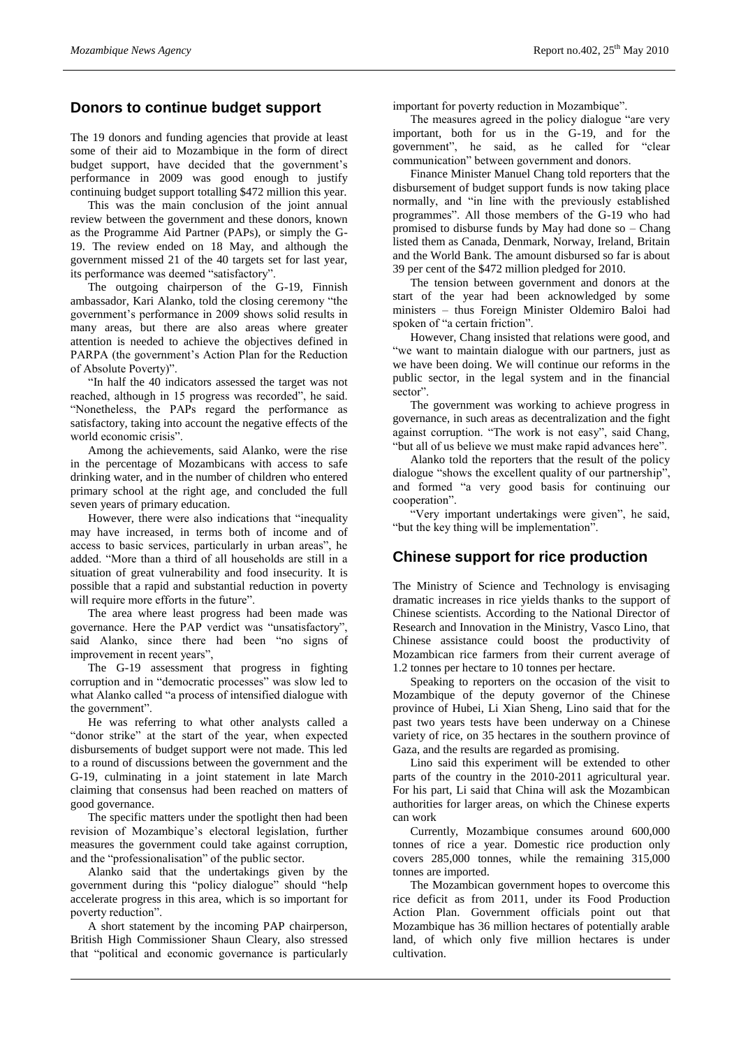## Donors to continue budget support

The 19 donors and funding agencies that provide at least some of their aid to Mozambique in the form of direct budget support, have decided that the government's performance in 2009 was good enough to justify continuing budget support totalling $472 million this year.

This was the main conclusion of the joint annual review between the government and these donors, known as the Programme Aid Partner (PAPs), or simply the G-19. The review ended on 18 May, and although the government missed 21 of the 40 targets set for last year, its performance was deemed "satisfactory".

The outgoing chairperson of the G-19, Finnish ambassador, Kari Alanko, told the closing ceremony "the government's performance in 2009 shows solid results in many areas, but there are also areas where greater attention is needed to achieve the objectives defined in PARPA (the government's Action Plan for the Reduction of Absolute Poverty)".

"In half the 40 indicators assessed the target was not reached, although in 15 progress was recorded", he said. "Nonetheless, the PAPs regard the performance as satisfactory, taking into account the negative effects of the world economic crisis".

Among the achievements, said Alanko, were the rise in the percentage of Mozambicans with access to safe drinking water, and in the number of children who entered primary school at the right age, and concluded the full seven years of primary education.

However, there were also indications that "inequality may have increased, in terms both of income and of access to basic services, particularly in urban areas", he added. "More than a third of all households are still in a situation of great vulnerability and food insecurity. It is possible that a rapid and substantial reduction in poverty will require more efforts in the future".

The area where least progress had been made was governance. Here the PAP verdict was "unsatisfactory", said Alanko, since there had been "no signs of improvement in recent years",

The G-19 assessment that progress in fighting corruption and in "democratic processes" was slow led to what Alanko called "a process of intensified dialogue with the government".

He was referring to what other analysts called a "donor strike" at the start of the year, when expected disbursements of budget support were not made. This led to a round of discussions between the government and the G-19, culminating in a joint statement in late March claiming that consensus had been reached on matters of good governance.

The specific matters under the spotlight then had been revision of Mozambique's electoral legislation, further measures the government could take against corruption, and the "professionalisation" of the public sector.

Alanko said that the undertakings given by the government during this "policy dialogue" should "help accelerate progress in this area, which is so important for poverty reduction".

A short statement by the incoming PAP chairperson, British High Commissioner Shaun Cleary, also stressed that "political and economic governance is particularly important for poverty reduction in Mozambique".

The measures agreed in the policy dialogue "are very important, both for us in the G-19, and for the government", he said, as he called for "clear communication" between government and donors.

Finance Minister Manuel Chang told reporters that the disbursement of budget support funds is now taking place normally, and "in line with the previously established programmes". All those members of the G-19 who had promised to disburse funds by May had done so – Chang listed them as Canada, Denmark, Norway, Ireland, Britain and the World Bank. The amount disbursed so far is about 39 per cent of the $472 million pledged for 2010.

The tension between government and donors at the start of the year had been acknowledged by some ministers – thus Foreign Minister Oldemiro Baloi had spoken of "a certain friction".

However, Chang insisted that relations were good, and "we want to maintain dialogue with our partners, just as we have been doing. We will continue our reforms in the public sector, in the legal system and in the financial sector".

The government was working to achieve progress in governance, in such areas as decentralization and the fight against corruption. "The work is not easy", said Chang, "but all of us believe we must make rapid advances here".

Alanko told the reporters that the result of the policy dialogue "shows the excellent quality of our partnership", and formed "a very good basis for continuing our cooperation".

"Very important undertakings were given", he said, "but the key thing will be implementation".

## Chinese support for rice production

The Ministry of Science and Technology is envisaging dramatic increases in rice yields thanks to the support of Chinese scientists. According to the National Director of Research and Innovation in the Ministry, Vasco Lino, that Chinese assistance could boost the productivity of Mozambican rice farmers from their current average of 1.2 tonnes per hectare to 10 tonnes per hectare.

Speaking to reporters on the occasion of the visit to Mozambique of the deputy governor of the Chinese province of Hubei, Li Xian Sheng, Lino said that for the past two years tests have been underway on a Chinese variety of rice, on 35 hectares in the southern province of Gaza, and the results are regarded as promising.

Lino said this experiment will be extended to other parts of the country in the 2010-2011 agricultural year. For his part, Li said that China will ask the Mozambican authorities for larger areas, on which the Chinese experts can work

Currently, Mozambique consumes around 600,000 tonnes of rice a year. Domestic rice production only covers 285,000 tonnes, while the remaining 315,000 tonnes are imported.

The Mozambican government hopes to overcome this rice deficit as from 2011, under its Food Production Action Plan. Government officials point out that Mozambique has 36 million hectares of potentially arable land, of which only five million hectares is under cultivation.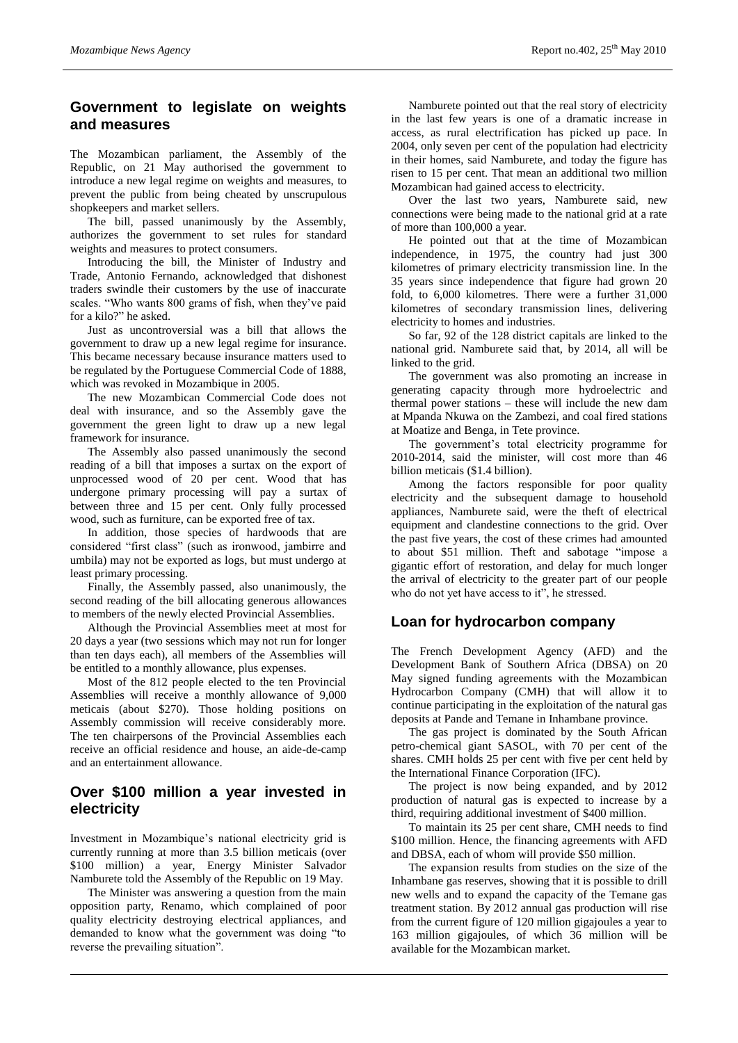## Government to legislate on weights and measures

The Mozambican parliament, the Assembly of the Republic, on 21 May authorised the government to introduce a new legal regime on weights and measures, to prevent the public from being cheated by unscrupulous shopkeepers and market sellers.

The bill, passed unanimously by the Assembly, authorizes the government to set rules for standard weights and measures to protect consumers.

Introducing the bill, the Minister of Industry and Trade, Antonio Fernando, acknowledged that dishonest traders swindle their customers by the use of inaccurate scales. "Who wants 800 grams of fish, when they've paid for a kilo?" he asked.

Just as uncontroversial was a bill that allows the government to draw up a new legal regime for insurance. This became necessary because insurance matters used to be regulated by the Portuguese Commercial Code of 1888, which was revoked in Mozambique in 2005.

The new Mozambican Commercial Code does not deal with insurance, and so the Assembly gave the government the green light to draw up a new legal framework for insurance.

The Assembly also passed unanimously the second reading of a bill that imposes a surtax on the export of unprocessed wood of 20 per cent. Wood that has undergone primary processing will pay a surtax of between three and 15 per cent. Only fully processed wood, such as furniture, can be exported free of tax.

In addition, those species of hardwoods that are considered "first class" (such as ironwood, jambirre and umbila) may not be exported as logs, but must undergo at least primary processing.

Finally, the Assembly passed, also unanimously, the second reading of the bill allocating generous allowances to members of the newly elected Provincial Assemblies.

Although the Provincial Assemblies meet at most for 20 days a year (two sessions which may not run for longer than ten days each), all members of the Assemblies will be entitled to a monthly allowance, plus expenses.

Most of the 812 people elected to the ten Provincial Assemblies will receive a monthly allowance of 9,000 meticais (about $270). Those holding positions on Assembly commission will receive considerably more. The ten chairpersons of the Provincial Assemblies each receive an official residence and house, an aide-de-camp and an entertainment allowance.

## Over $100 million a year invested in electricity

Investment in Mozambique's national electricity grid is currently running at more than 3.5 billion meticais (over $100 million) a year, Energy Minister Salvador Namburete told the Assembly of the Republic on 19 May.

The Minister was answering a question from the main opposition party, Renamo, which complained of poor quality electricity destroying electrical appliances, and demanded to know what the government was doing "to reverse the prevailing situation".

Namburete pointed out that the real story of electricity in the last few years is one of a dramatic increase in access, as rural electrification has picked up pace. In 2004, only seven per cent of the population had electricity in their homes, said Namburete, and today the figure has risen to 15 per cent. That mean an additional two million Mozambican had gained access to electricity.

Over the last two years, Namburete said, new connections were being made to the national grid at a rate of more than 100,000 a year.

He pointed out that at the time of Mozambican independence, in 1975, the country had just 300 kilometres of primary electricity transmission line. In the 35 years since independence that figure had grown 20 fold, to 6,000 kilometres. There were a further 31,000 kilometres of secondary transmission lines, delivering electricity to homes and industries.

So far, 92 of the 128 district capitals are linked to the national grid. Namburete said that, by 2014, all will be linked to the grid.

The government was also promoting an increase in generating capacity through more hydroelectric and thermal power stations – these will include the new dam at Mpanda Nkuwa on the Zambezi, and coal fired stations at Moatize and Benga, in Tete province.

The government's total electricity programme for 2010-2014, said the minister, will cost more than 46 billion meticais ($1.4 billion).

Among the factors responsible for poor quality electricity and the subsequent damage to household appliances, Namburete said, were the theft of electrical equipment and clandestine connections to the grid. Over the past five years, the cost of these crimes had amounted to about $51 million. Theft and sabotage "impose a gigantic effort of restoration, and delay for much longer the arrival of electricity to the greater part of our people who do not yet have access to it", he stressed.

## Loan for hydrocarbon company

The French Development Agency (AFD) and the Development Bank of Southern Africa (DBSA) on 20 May signed funding agreements with the Mozambican Hydrocarbon Company (CMH) that will allow it to continue participating in the exploitation of the natural gas deposits at Pande and Temane in Inhambane province.

The gas project is dominated by the South African petro-chemical giant SASOL, with 70 per cent of the shares. CMH holds 25 per cent with five per cent held by the International Finance Corporation (IFC).

The project is now being expanded, and by 2012 production of natural gas is expected to increase by a third, requiring additional investment of $400 million.

To maintain its 25 per cent share, CMH needs to find $100 million. Hence, the financing agreements with AFD and DBSA, each of whom will provide $50 million.

The expansion results from studies on the size of the Inhambane gas reserves, showing that it is possible to drill new wells and to expand the capacity of the Temane gas treatment station. By 2012 annual gas production will rise from the current figure of 120 million gigajoules a year to 163 million gigajoules, of which 36 million will be available for the Mozambican market.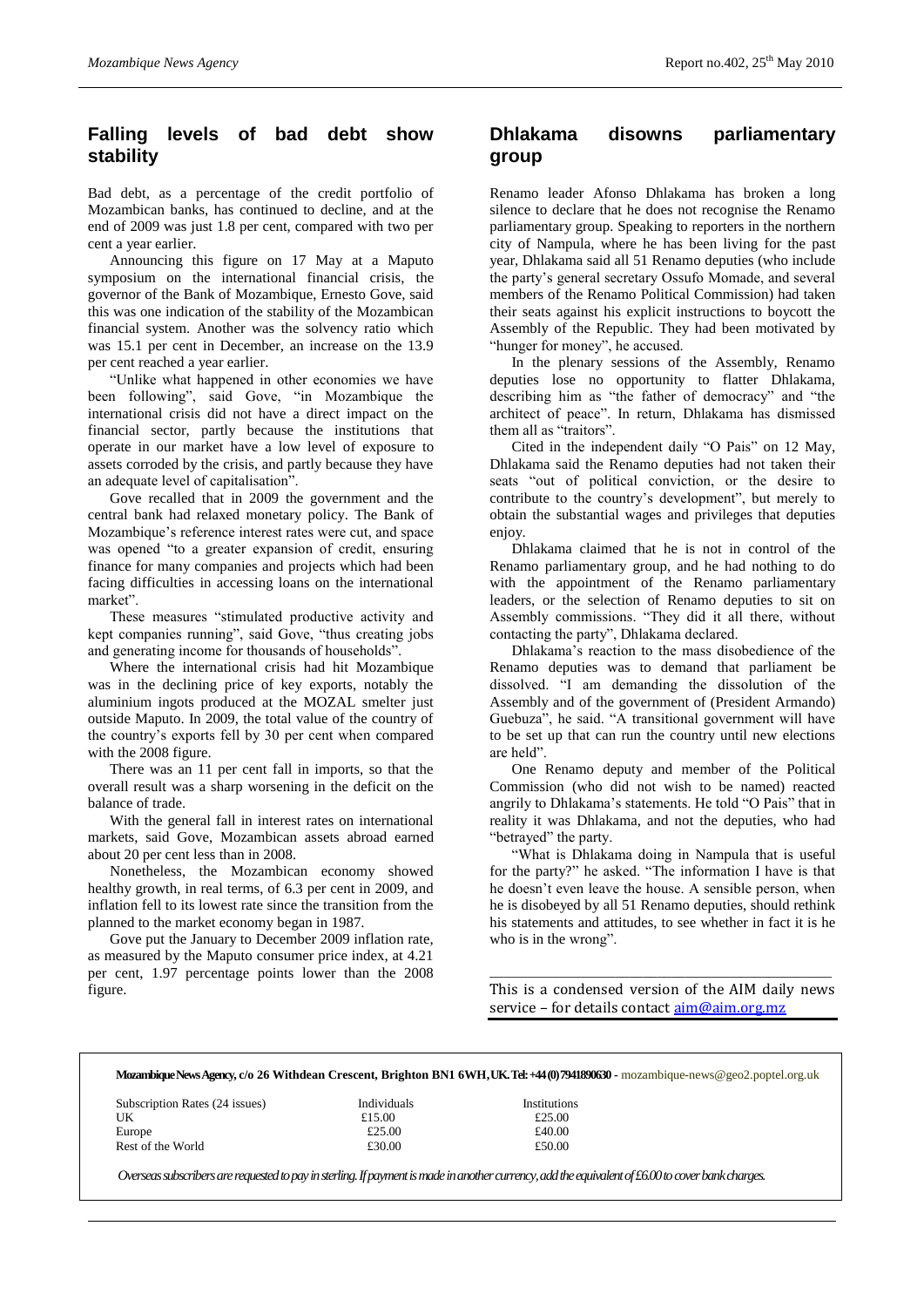## Falling levels of bad debt show stability

Bad debt, as a percentage of the credit portfolio of Mozambican banks, has continued to decline, and at the end of 2009 was just 1.8 per cent, compared with two per cent a year earlier.

Announcing this figure on 17 May at a Maputo symposium on the international financial crisis, the governor of the Bank of Mozambique, Ernesto Gove, said this was one indication of the stability of the Mozambican financial system. Another was the solvency ratio which was 15.1 per cent in December, an increase on the 13.9 per cent reached a year earlier.

"Unlike what happened in other economies we have been following", said Gove, "in Mozambique the international crisis did not have a direct impact on the financial sector, partly because the institutions that operate in our market have a low level of exposure to assets corroded by the crisis, and partly because they have an adequate level of capitalisation".

Gove recalled that in 2009 the government and the central bank had relaxed monetary policy. The Bank of Mozambique's reference interest rates were cut, and space was opened "to a greater expansion of credit, ensuring finance for many companies and projects which had been facing difficulties in accessing loans on the international market".

These measures "stimulated productive activity and kept companies running", said Gove, "thus creating jobs and generating income for thousands of households".

Where the international crisis had hit Mozambique was in the declining price of key exports, notably the aluminium ingots produced at the MOZAL smelter just outside Maputo. In 2009, the total value of the country of the country's exports fell by 30 per cent when compared with the 2008 figure.

There was an 11 per cent fall in imports, so that the overall result was a sharp worsening in the deficit on the balance of trade.

With the general fall in interest rates on international markets, said Gove, Mozambican assets abroad earned about 20 per cent less than in 2008.

Nonetheless, the Mozambican economy showed healthy growth, in real terms, of 6.3 per cent in 2009, and inflation fell to its lowest rate since the transition from the planned to the market economy began in 1987.

Gove put the January to December 2009 inflation rate, as measured by the Maputo consumer price index, at 4.21 per cent, 1.97 percentage points lower than the 2008 figure.

## Dhlakama disowns parliamentary group

Renamo leader Afonso Dhlakama has broken a long silence to declare that he does not recognise the Renamo parliamentary group. Speaking to reporters in the northern city of Nampula, where he has been living for the past year, Dhlakama said all 51 Renamo deputies (who include the party's general secretary Ossufo Momade, and several members of the Renamo Political Commission) had taken their seats against his explicit instructions to boycott the Assembly of the Republic. They had been motivated by "hunger for money", he accused.

In the plenary sessions of the Assembly, Renamo deputies lose no opportunity to flatter Dhlakama, describing him as "the father of democracy" and "the architect of peace". In return, Dhlakama has dismissed them all as "traitors".

Cited in the independent daily "O Pais" on 12 May, Dhlakama said the Renamo deputies had not taken their seats "out of political conviction, or the desire to contribute to the country's development", but merely to obtain the substantial wages and privileges that deputies enjoy.

Dhlakama claimed that he is not in control of the Renamo parliamentary group, and he had nothing to do with the appointment of the Renamo parliamentary leaders, or the selection of Renamo deputies to sit on Assembly commissions. "They did it all there, without contacting the party", Dhlakama declared.

Dhlakama's reaction to the mass disobedience of the Renamo deputies was to demand that parliament be dissolved. "I am demanding the dissolution of the Assembly and of the government of (President Armando) Guebuza", he said. "A transitional government will have to be set up that can run the country until new elections are held".

One Renamo deputy and member of the Political Commission (who did not wish to be named) reacted angrily to Dhlakama's statements. He told "O Pais" that in reality it was Dhlakama, and not the deputies, who had "betrayed" the party.

"What is Dhlakama doing in Nampula that is useful for the party?" he asked. "The information I have is that he doesn't even leave the house. A sensible person, when he is disobeyed by all 51 Renamo deputies, should rethink his statements and attitudes, to see whether in fact it is he who is in the wrong".

---

This is a condensed version of the AIM daily news service – for details contact aim@aim.org.mz

---

**Mozambique News Agency, c/o 26 Withdean Crescent, Brighton BN1 6WH, UK. Tel: +44 (0)7941890630** - mozambique-news@geo2.poptel.org.uk

| Subscription Rates (24 issues) | Individuals | Institutions |
|---|---|---|
| UK | £15.00 | £25.00 |
| Europe | £25.00 | £40.00 |
| Rest of the World | £30.00 | £50.00 |

*Overseas subscribers are requested to pay in sterling. If payment is made in another currency, add the equivalent of £6.00 to cover bank charges.*